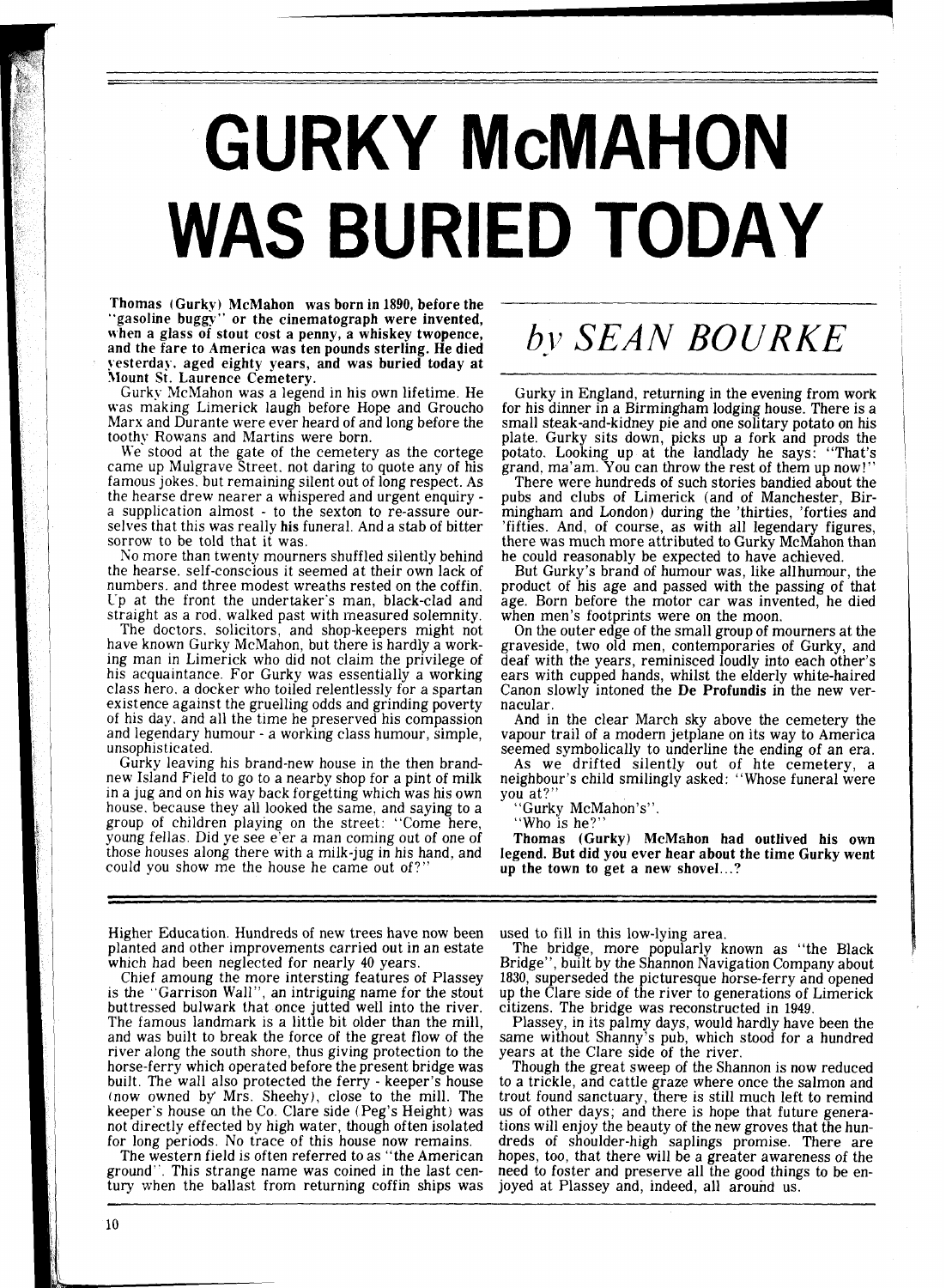# GURKY McMAHON WAS BURIED TODAY

*by SEAN BOURKE*

**Thomas (Gurky) McMahon was born in 1890, before the "gasoline buggy" or the cinematograph were invented, when a glass of stout cost a penny, a whiskey twopence, and the fare to America was ten pounds sterling. He died yesterday, aged eighty years, and was buried today at Mount St. Laurence Cemetery.**

Gurky McMahon was a legend in his own lifetime. He was making Limerick laugh before Hope and Groucho Marx and Durante were ever heard of and long before the toothy Rowans and Martins were born.

We stood at the gate of the cemetery as the cortege came up Mulgrave Street, not daring to quote any of his famous jokes, but remaining silent out of long respect. As the hearse drew nearer a whispered and urgent enquiry - a supplication almost - to the sexton to re-assure ourselves that this was really **his** funeral. And a stab of bitter sorrow to be told that it was.

No more than twenty mourners shuffled silently behind the hearse, self-conscious it seemed at their own lack of numbers, and three modest wreaths rested on the coffin. Up at the front the undertaker's man, black-clad and straight as a rod, walked past with measured solemnity.

The doctors, solicitors, and shop-keepers might not have known Gurky McMahon, but there is hardly a working man in Limerick who did not claim the privilege of his acquaintance. For Gurky was essentially a working class hero, a docker who toiled relentlessly for a spartan existence against the gruelling odds and grinding poverty of his day, and all the time he preserved his compassion and legendary humour - a working class humour, simple, unsophisticated.

Gurky leaving his brand-new house in the then brand-new Island Field to go to a nearby shop for a pint of milk in a jug and on his way back forgetting which was his own house, because they all looked the same, and saying to a group of children playing on the street: "Come here, young fellas. Did ye see e'er a man coming out of one of those houses along there with a milk-jug in his hand, and could you show me the house he came out of?"

Gurky in England, returning in the evening from work for his dinner in a Birmingham lodging house. There is a small steak-and-kidney pie and one solitary potato on his plate. Gurky sits down, picks up a fork and prods the potato. Looking up at the landlady he says: "That's grand, ma'am. You can throw the rest of them up now!"

There were hundreds of such stories bandied about the pubs and clubs of Limerick (and of Manchester, Birmingham and London) during the 'thirties, 'forties and 'fifties. And, of course, as with all legendary figures, there was much more attributed to Gurky McMahon than he could reasonably be expected to have achieved.

But Gurky's brand of humour was, like allhumour, the product of his age and passed with the passing of that age. Born before the motor car was invented, he died when men's footprints were on the moon.

On the outer edge of the small group of mourners at the graveside, two old men, contemporaries of Gurky, and deaf with the years, reminisced loudly into each other's ears with cupped hands, whilst the elderly white-haired Canon slowly intoned the **De Profundis** in the new vernacular.

And in the clear March sky above the cemetery the vapour trail of a modern jetplane on its way to America seemed symbolically to underline the ending of an era.

As we drifted silently out of hte cemetery, a neighbour's child smilingly asked: "Whose funeral were you at?"

"Gurky McMahon's".

"Who is he?"

**Thomas (Gurky) McMahon had outlived his own legend. But did you ever hear about the time Gurky went up the town to get a new shovel...?**

---

Higher Education. Hundreds of new trees have now been planted and other improvements carried out in an estate which had been neglected for nearly 40 years.

Chief amoung the more intersting features of Plassey is the "Garrison Wall", an intriguing name for the stout buttressed bulwark that once jutted well into the river. The famous landmark is a little bit older than the mill, and was built to break the force of the great flow of the river along the south shore, thus giving protection to the horse-ferry which operated before the present bridge was built. The wall also protected the ferry - keeper's house (now owned by Mrs. Sheehy), close to the mill. The keeper's house on the Co. Clare side (Peg's Height) was not directly effected by high water, though often isolated for long periods. No trace of this house now remains.

The western field is often referred to as "the American ground". This strange name was coined in the last century when the ballast from returning coffin ships was used to fill in this low-lying area.

The bridge, more popularly known as "the Black Bridge", built by the Shannon Navigation Company about 1830, superseded the picturesque horse-ferry and opened up the Clare side of the river to generations of Limerick citizens. The bridge was reconstructed in 1949.

Plassey, in its palmy days, would hardly have been the same without Shanny's pub, which stood for a hundred years at the Clare side of the river.

Though the great sweep of the Shannon is now reduced to a trickle, and cattle graze where once the salmon and trout found sanctuary, there is still much left to remind us of other days; and there is hope that future generations will enjoy the beauty of the new groves that the hundreds of shoulder-high saplings promise. There are hopes, too, that there will be a greater awareness of the need to foster and preserve all the good things to be enjoyed at Plassey and, indeed, all around us.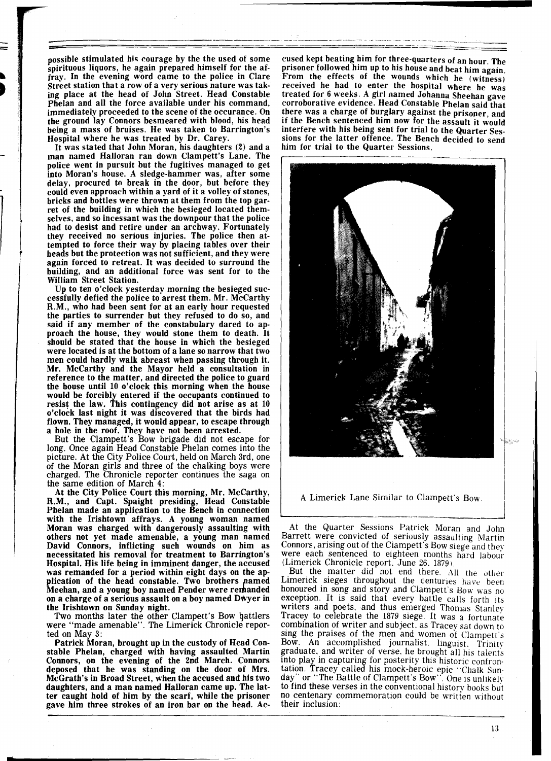possible stimulated his courage by the the used of some spirituous liquors, he again prepared himself for the affray. In the evening word came to the police in Clare Street station that a row of a very serious nature was taking place at the head of John Street. Head Constable Phelan and all the force available under his command, immediately proceeded to the scene of the occurance. On the ground lay Connors besmeared with blood, his head being a mass of bruises. He was taken to Barrington's Hospital where he was treated by Dr. Carey.

It was stated that John Moran, his daughters (2) and a man named Halloran ran down Clampett's Lane. The police went in pursuit but the fugitives managed to get into Moran's house. A sledge-hammer was, after some delay, procured to break in the door, but before they could even approach within a yard of it a volley of stones, bricks and bottles were thrown at them from the top garret of the building in which the besieged located themselves, and so incessant was the downpour that the police had to desist and retire under an archway. Fortunately they received no serious injuries. The police then attempted to force their way by placing tables over their heads but the protection was not sufficient, and they were again forced to retreat. It was decided to surround the building, and an additional force was sent for to the William Street Station.

Up to ten o'clock yesterday morning the besieged successfully defied the police to arrest them. Mr. McCarthy R.M., who had been sent for at an early hour requested the parties to surrender but they refused to do so, and said if any member of the constabulary dared to approach the house, they would stone them to death. It should be stated that the house in which the besieged were located is at the bottom of a lane so narrow that two men could hardly walk abreast when passing through it. Mr. McCarthy and the Mayor held a consultation in reference to the matter, and directed the police to guard the house until 10 o'clock this morning when the house would be forcibly entered if the occupants continued to resist the law. This contingency did not arise as at 10 o'clock last night it was discovered that the birds had flown. They managed, it would appear, to escape through a hole in the roof. They have not been arrested.

But the Clampett's Bow brigade did not escape for long. Once again Head Constable Phelan comes into the picture. At the City Police Court, held on March 3rd, one of the Moran girls and three of the chalking boys were charged. The Chronicle reporter continues the saga on the same edition of March 4:

At the City Police Court this morning, Mr. McCarthy, R.M., and Capt. Spaight presiding, Head Constable Phelan made an application to the Bench in connection with the Irishtown affrays. A young woman named Moran was charged with dangerously assaulting with others not yet made amenable, a young man named David Connors, inflicting such wounds on him as necessitated his removal for treatment to Barrington's Hospital. His life being in imminent danger, the accused was remanded for a period within eight days on the application of the head constable. Two brothers named Meehan, and a young boy named Pender were remanded on a charge of a serious assault on a boy named Dwyer in the Irishtown on Sunday night.

Two months later the other Clampett's Bow battlers were "made amenable". The Limerick Chronicle reported on May 3:

Patrick Moran, brought up in the custody of Head Constable Phelan, charged with having assaulted Martin Connors, on the evening of the 2nd March. Connors deposed that he was standing on the door of Mrs. McGrath's in Broad Street, when the accused and his two daughters, and a man named Halloran came up. The latter caught hold of him by the scarf, while the prisoner gave him three strokes of an iron bar on the head. Accused kept beating him for three-quarters of an hour. The prisoner followed him up to his house and beat him again. From the effects of the wounds which he (witness) received he had to enter the hospital where he was treated for 6 weeks. A girl named Johanna Sheehan gave corroborative evidence. Head Constable Phelan said that there was a charge of burglary against the prisoner, and if the Bench sentenced him now for the assault it would interfere with his being sent for trial to the Quarter Sessions for the latter offence. The Bench decided to send him for trial to the Quarter Sessions.

A Limerick Lane Similar to Clampett's Bow.

At the Quarter Sessions Patrick Moran and John Barrett were convicted of seriously assaulting Martin Connors, arising out of the Clampett's Bow siege and they were each sentenced to eighteen months hard labour (Limerick Chronicle report, June 26, 1879).

But the matter did not end there. All the other Limerick sieges throughout the centuries have been honoured in song and story and Clampett's Bow was no exception. It is said that every battle calls forth its writers and poets, and thus emerged Thomas Stanley Tracey to celebrate the 1879 siege. It was a fortunate combination of writer and subject, as Tracey sat down to sing the praises of the men and women of Clampett's Bow. An accomplished journalist, linguist, Trinity graduate, and writer of verse, he brought all his talents into play in capturing for posterity this historic confrontation. Tracey called his mock-heroic epic "Chalk Sunday" or "The Battle of Clampett's Bow". One is unlikely to find these verses in the conventional history books but no centenary commemoration could be written without their inclusion: